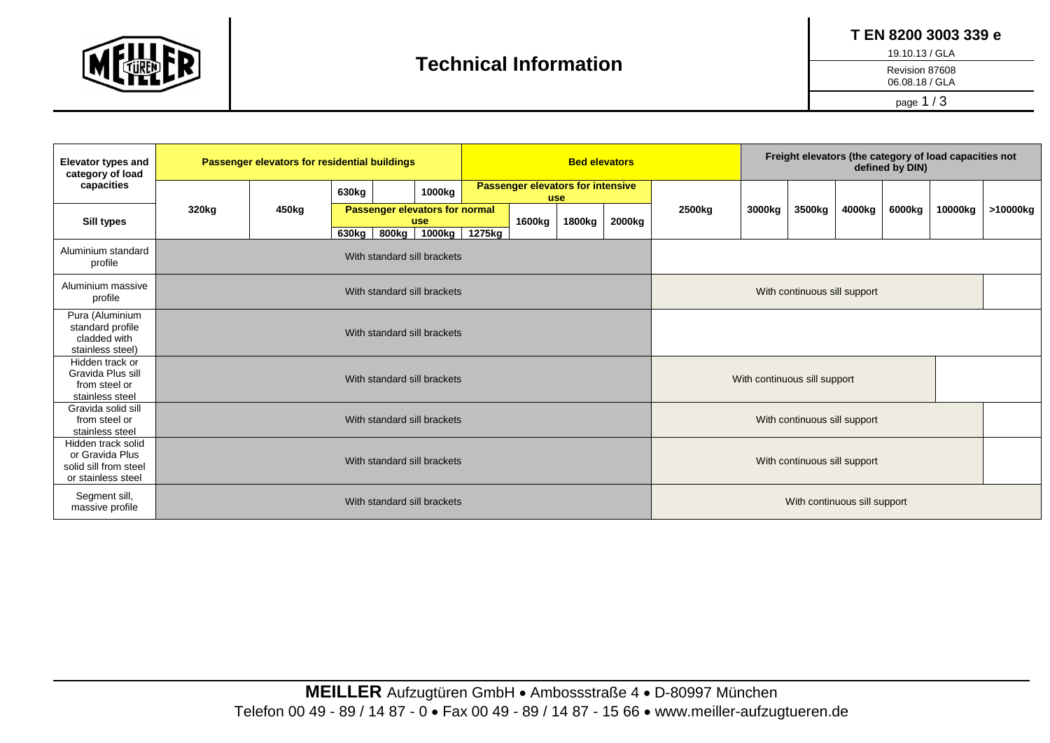# Technical Information

**T EN 8200 3003 339 e**

19.10.13 / GLA

Revision 87608
06.08.18 / GLA

| Elevator types and category of load capacities | Passenger elevators for residential buildings | | | | | Bed elevators | | | | | Freight elevators (the category of load capacities not defined by DIN) | | | | | |
|---|---|---|---|---|---|---|---|---|---|---|---|---|---|---|---|---|
| | 320kg | 450kg | 630kg | | 1000kg | Passenger elevators for intensive use | | | | 2500kg | 3000kg | 3500kg | 4000kg | 6000kg | 10000kg | >10000kg |
| **Sill types** | | | Passenger elevators for normal use | | | | 1600kg | 1800kg | 2000kg | | | | | | | |
| | | | 630kg | 800kg | 1000kg | 1275kg | | | | | | | | | | |
| Aluminium standard profile | With standard sill brackets | | | | | | | | | | | | | | | |
| Aluminium massive profile | With standard sill brackets | | | | | | | | | With continuous sill support | | | | | | |
| Pura (Aluminium standard profile cladded with stainless steel) | With standard sill brackets | | | | | | | | | | | | | | | |
| Hidden track or Gravida Plus sill from steel or stainless steel | With standard sill brackets | | | | | | | | | With continuous sill support | | | | | | |
| Gravida solid sill from steel or stainless steel | With standard sill brackets | | | | | | | | | With continuous sill support | | | | | | |
| Hidden track solid or Gravida Plus solid sill from steel or stainless steel | With standard sill brackets | | | | | | | | | With continuous sill support | | | | | | |
| Segment sill, massive profile | With standard sill brackets | | | | | | | | | With continuous sill support | | | | | | |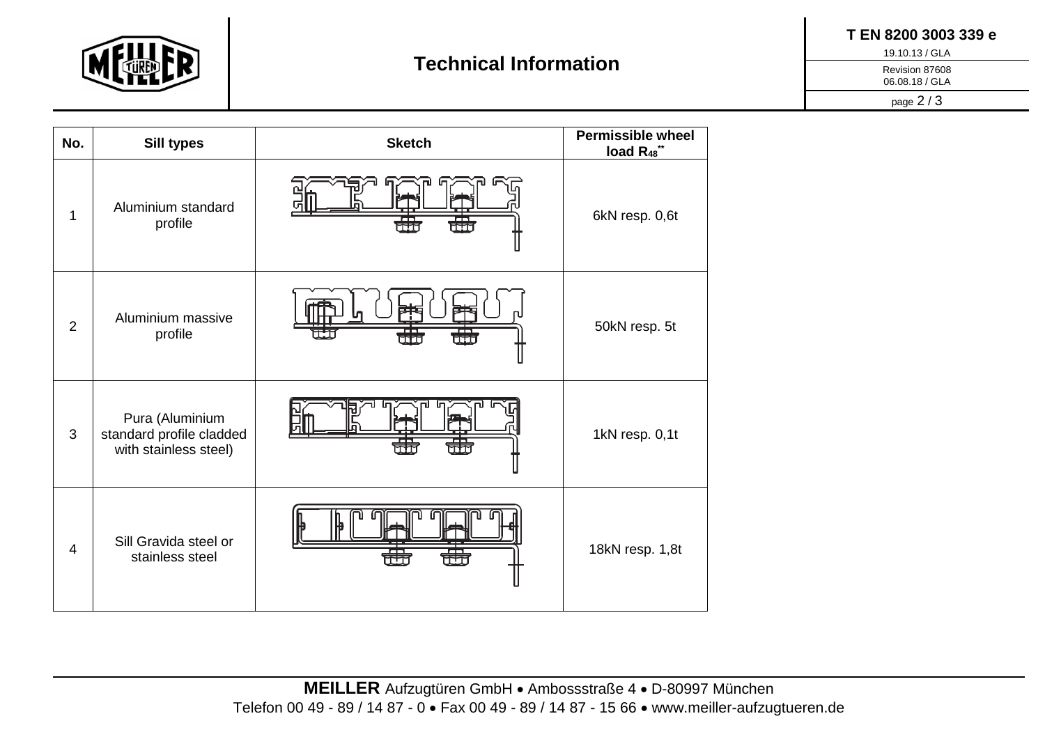| No. | Sill types | Sketch | Permissible wheel load $R_{48}^{**}$ |
| --- | --- | --- | --- |
| 1 | Aluminium standard profile | | 6kN resp. 0,6t |
| 2 | Aluminium massive profile | | 50kN resp. 5t |
| 3 | Pura (Aluminium standard profile cladded with stainless steel) | | 1kN resp. 0,1t |
| 4 | Sill Gravida steel or stainless steel | | 18kN resp. 1,8t |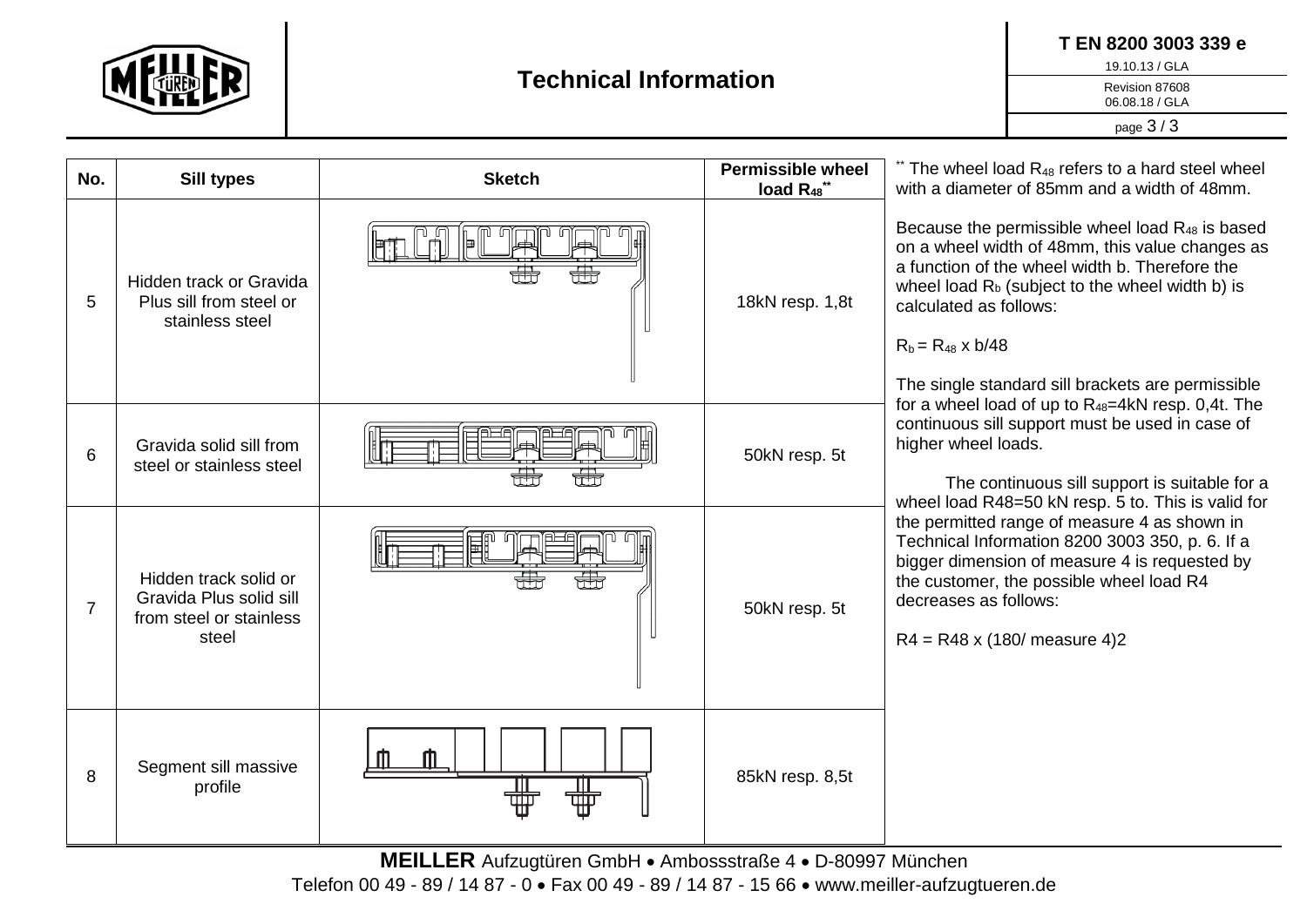| No. | Sill types | Sketch | Permissible wheel load $R_{48}$** |
|---|---|---|---|
| 5 | Hidden track or Gravida Plus sill from steel or stainless steel | | 18kN resp. 1,8t |
| 6 | Gravida solid sill from steel or stainless steel | | 50kN resp. 5t |
| 7 | Hidden track solid or Gravida Plus solid sill from steel or stainless steel | | 50kN resp. 5t |
| 8 | Segment sill massive profile | | 85kN resp. 8,5t |

** The wheel load $R_{48}$ refers to a hard steel wheel with a diameter of 85mm and a width of 48mm.

Because the permissible wheel load $R_{48}$ is based on a wheel width of 48mm, this value changes as a function of the wheel width b. Therefore the wheel load $R_b$ (subject to the wheel width b) is calculated as follows:

$R_b = R_{48} \times b/48$

The single standard sill brackets are permissible for a wheel load of up to $R_{48}$=4kN resp. 0,4t. The continuous sill support must be used in case of higher wheel loads.

The continuous sill support is suitable for a wheel load R48=50 kN resp. 5 to. This is valid for the permitted range of measure 4 as shown in Technical Information 8200 3003 350, p. 6. If a bigger dimension of measure 4 is requested by the customer, the possible wheel load R4 decreases as follows:

R4 = R48 x (180/ measure 4)2